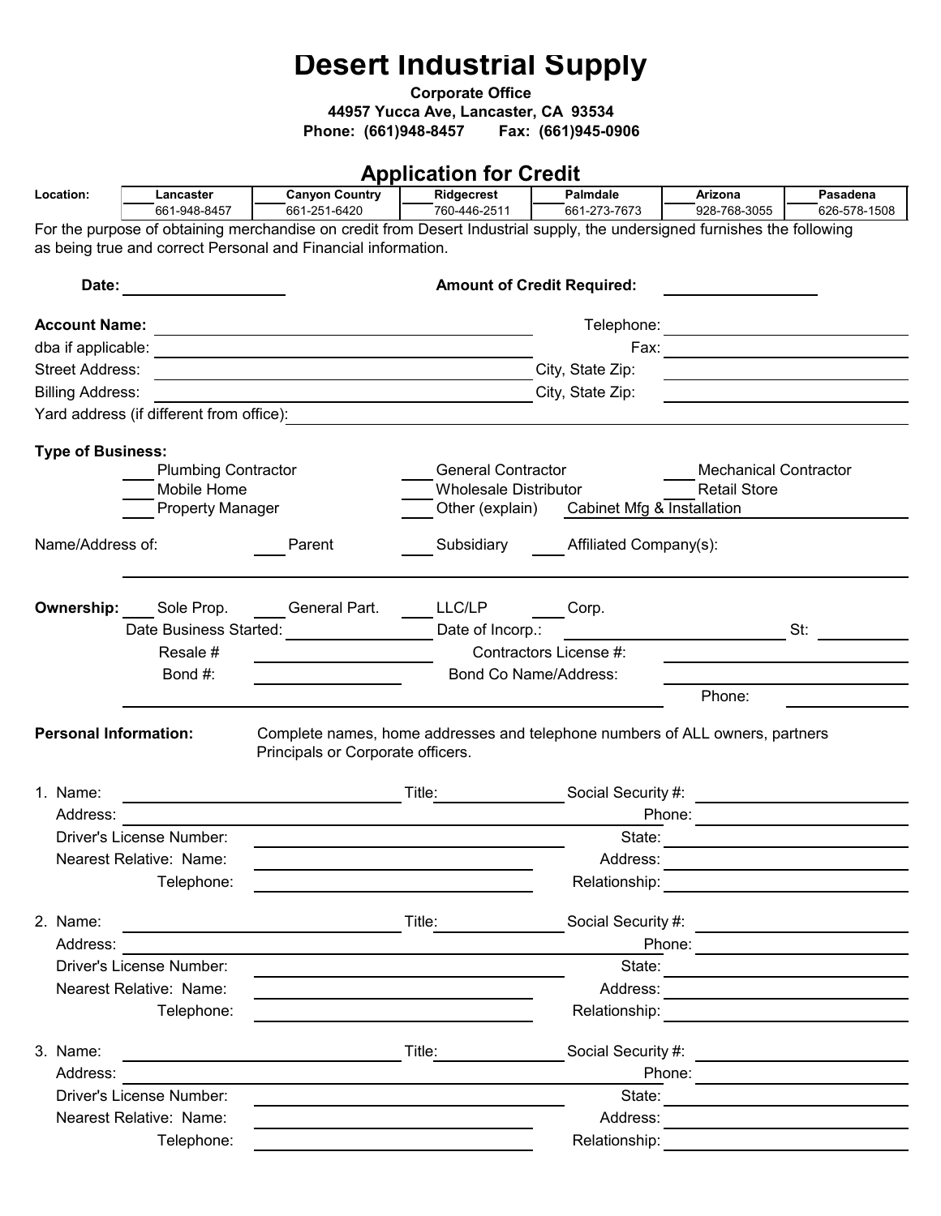# Desert Industrial Supply

**Corporate Office**
**44957 Yucca Ave, Lancaster, CA 93534**
**Phone: (661)948-8457 Fax: (661)945-0906**

## Application for Credit

| Location: | Lancaster | Canyon Country | Ridgecrest | Palmdale | Arizona | Pasadena |
|---|---|---|---|---|---|---|
| | 661-948-8457 | 661-251-6420 | 760-446-2511 | 661-273-7673 | 928-768-3055 | 626-578-1508 |

For the purpose of obtaining merchandise on credit from Desert Industrial supply, the undersigned furnishes the following as being true and correct Personal and Financial information.

**Date:** ____________________ **Amount of Credit Required:** ____________________

**Account Name:** ________________________________________ Telephone: ____________________

dba if applicable: ________________________________________ Fax: ____________________

Street Address: ________________________________________ City, State Zip: ____________________

Billing Address: ________________________________________ City, State Zip: ____________________

Yard address (if different from office): ____________________________________________________

**Type of Business:**

___ Plumbing Contractor ___ General Contractor ___ Mechanical Contractor

___ Mobile Home ___ Wholesale Distributor ___ Retail Store

___ Property Manager ___ Other (explain) Cabinet Mfg & Installation

Name/Address of: ___ Parent ___ Subsidiary ___ Affiliated Company(s):

____________________________________________________________________

**Ownership:** ___ Sole Prop. ___ General Part. ___ LLC/LP ___ Corp.

Date Business Started: ____________________ Date of Incorp.: ____________________ St: __________

Resale # ____________________ Contractors License #: ____________________

Bond #: ____________________ Bond Co Name/Address: ____________________

____________________________________________________________________ Phone: __________

**Personal Information:** Complete names, home addresses and telephone numbers of ALL owners, partners Principals or Corporate officers.

1. Name: ____________________ Title: __________ Social Security #: ____________________
   Address: ________________________________________ Phone: ____________________
   Driver's License Number: ____________________ State: ____________________
   Nearest Relative: Name: ____________________ Address: ____________________
   Telephone: ____________________ Relationship: ____________________

2. Name: ____________________ Title: __________ Social Security #: ____________________
   Address: ________________________________________ Phone: ____________________
   Driver's License Number: ____________________ State: ____________________
   Nearest Relative: Name: ____________________ Address: ____________________
   Telephone: ____________________ Relationship: ____________________

3. Name: ____________________ Title: __________ Social Security #: ____________________
   Address: ________________________________________ Phone: ____________________
   Driver's License Number: ____________________ State: ____________________
   Nearest Relative: Name: ____________________ Address: ____________________
   Telephone: ____________________ Relationship: ____________________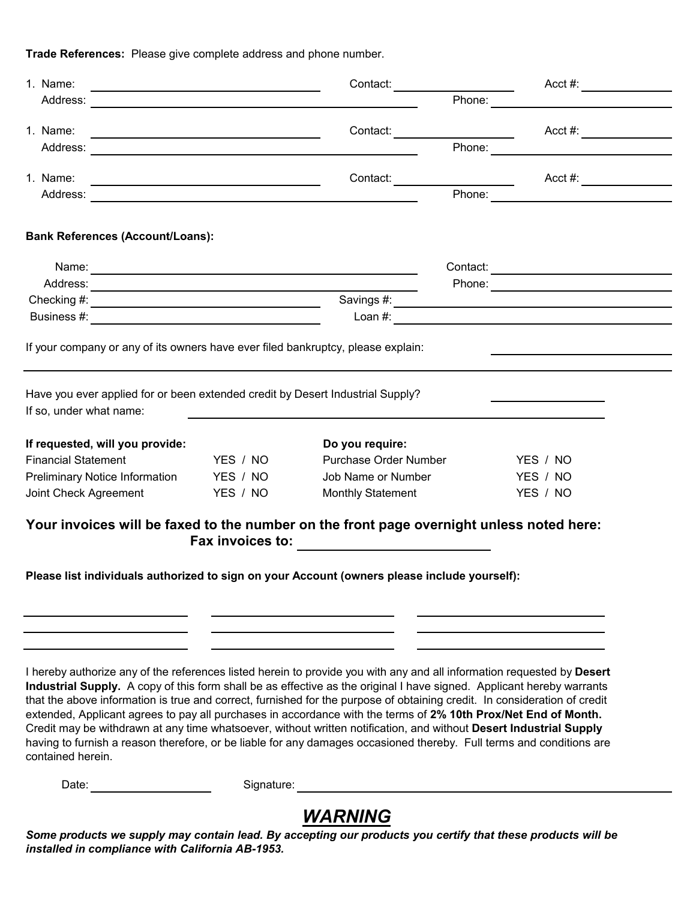**Trade References:** Please give complete address and phone number.

1. Name: ______________________ Contact: ______________ Acct #: ____________
   Address: ______________________________ Phone: ____________________

1. Name: ______________________ Contact: ______________ Acct #: ____________
   Address: ______________________________ Phone: ____________________

1. Name: ______________________ Contact: ______________ Acct #: ____________
   Address: ______________________________ Phone: ____________________

**Bank References (Account/Loans):**

Name: ______________________________ Contact: ____________________

Address: ______________________________ Phone: ____________________

Checking #: ______________________ Savings #: ______________________

Business #: ______________________ Loan #: ______________________

If your company or any of its owners have ever filed bankruptcy, please explain: ____________________

______________________________________________________________________

Have you ever applied for or been extended credit by Desert Industrial Supply? ______________

If so, under what name: ______________________________________________

| **If requested, will you provide:** | | **Do you require:** | |
|---|---|---|---|
| Financial Statement | YES / NO | Purchase Order Number | YES / NO |
| Preliminary Notice Information | YES / NO | Job Name or Number | YES / NO |
| Joint Check Agreement | YES / NO | Monthly Statement | YES / NO |

## Your invoices will be faxed to the number on the front page overnight unless noted here:

**Fax invoices to:** ______________________

**Please list individuals authorized to sign on your Account (owners please include yourself):**

______________________ ______________________ ______________________

______________________ ______________________ ______________________

______________________ ______________________ ______________________

I hereby authorize any of the references listed herein to provide you with any and all information requested by **Desert Industrial Supply.** A copy of this form shall be as effective as the original I have signed. Applicant hereby warrants that the above information is true and correct, furnished for the purpose of obtaining credit. In consideration of credit extended, Applicant agrees to pay all purchases in accordance with the terms of **2% 10th Prox/Net End of Month.** Credit may be withdrawn at any time whatsoever, without written notification, and without **Desert Industrial Supply** having to furnish a reason therefore, or be liable for any damages occasioned thereby. Full terms and conditions are contained herein.

Date: ______________ Signature: ______________________________

## *WARNING*

***Some products we supply may contain lead. By accepting our products you certify that these products will be installed in compliance with California AB-1953.***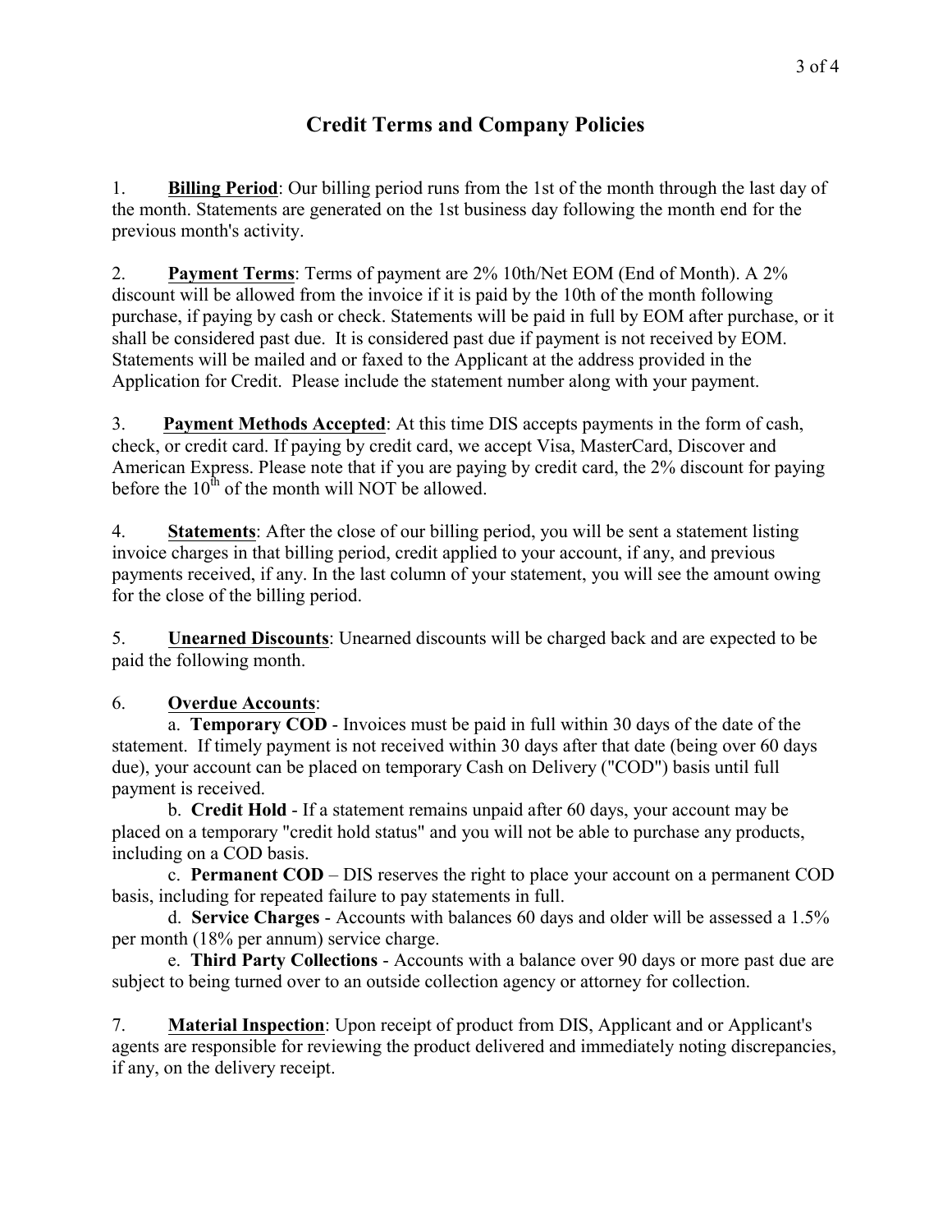# Credit Terms and Company Policies

1. **Billing Period**: Our billing period runs from the 1st of the month through the last day of the month. Statements are generated on the 1st business day following the month end for the previous month's activity.

2. **Payment Terms**: Terms of payment are 2% 10th/Net EOM (End of Month). A 2% discount will be allowed from the invoice if it is paid by the 10th of the month following purchase, if paying by cash or check. Statements will be paid in full by EOM after purchase, or it shall be considered past due. It is considered past due if payment is not received by EOM. Statements will be mailed and or faxed to the Applicant at the address provided in the Application for Credit. Please include the statement number along with your payment.

3. **Payment Methods Accepted**: At this time DIS accepts payments in the form of cash, check, or credit card. If paying by credit card, we accept Visa, MasterCard, Discover and American Express. Please note that if you are paying by credit card, the 2% discount for paying before the 10th of the month will NOT be allowed.

4. **Statements**: After the close of our billing period, you will be sent a statement listing invoice charges in that billing period, credit applied to your account, if any, and previous payments received, if any. In the last column of your statement, you will see the amount owing for the close of the billing period.

5. **Unearned Discounts**: Unearned discounts will be charged back and are expected to be paid the following month.

6. **Overdue Accounts**:

   a. **Temporary COD** - Invoices must be paid in full within 30 days of the date of the statement. If timely payment is not received within 30 days after that date (being over 60 days due), your account can be placed on temporary Cash on Delivery ("COD") basis until full payment is received.

   b. **Credit Hold** - If a statement remains unpaid after 60 days, your account may be placed on a temporary "credit hold status" and you will not be able to purchase any products, including on a COD basis.

   c. **Permanent COD** – DIS reserves the right to place your account on a permanent COD basis, including for repeated failure to pay statements in full.

   d. **Service Charges** - Accounts with balances 60 days and older will be assessed a 1.5% per month (18% per annum) service charge.

   e. **Third Party Collections** - Accounts with a balance over 90 days or more past due are subject to being turned over to an outside collection agency or attorney for collection.

7. **Material Inspection**: Upon receipt of product from DIS, Applicant and or Applicant's agents are responsible for reviewing the product delivered and immediately noting discrepancies, if any, on the delivery receipt.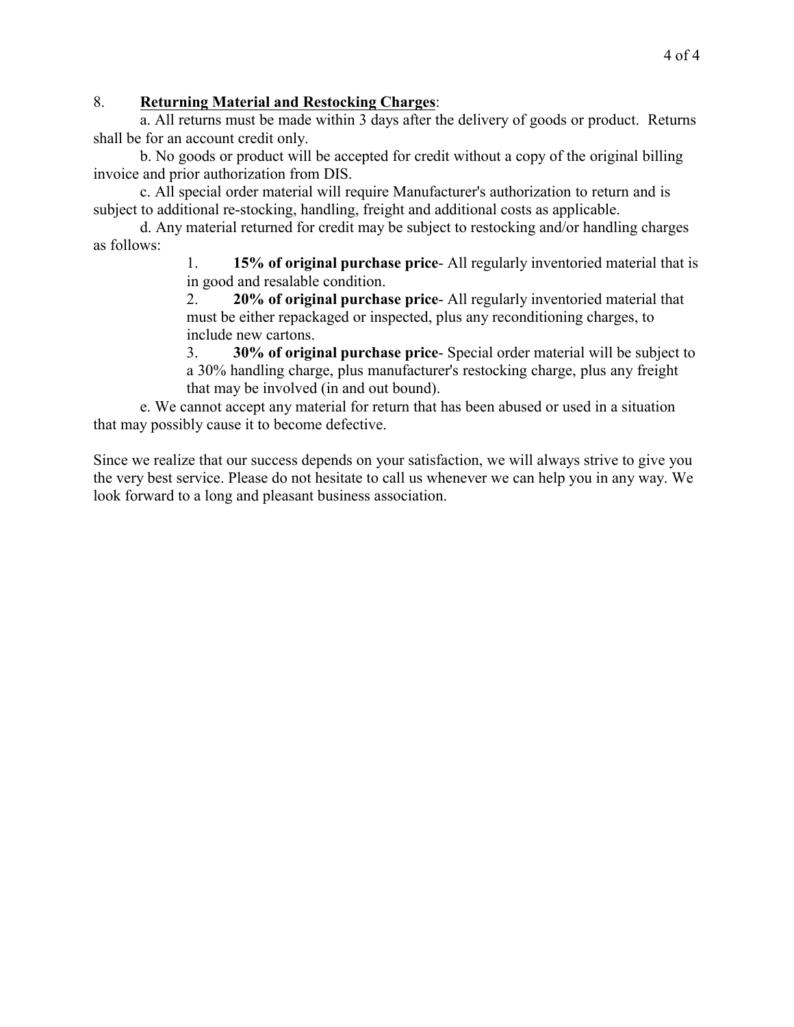8. **<u>Returning Material and Restocking Charges</u>**:

a. All returns must be made within 3 days after the delivery of goods or product. Returns shall be for an account credit only.

b. No goods or product will be accepted for credit without a copy of the original billing invoice and prior authorization from DIS.

c. All special order material will require Manufacturer's authorization to return and is subject to additional re-stocking, handling, freight and additional costs as applicable.

d. Any material returned for credit may be subject to restocking and/or handling charges as follows:

1. **15% of original purchase price**- All regularly inventoried material that is in good and resalable condition.
2. **20% of original purchase price**- All regularly inventoried material that must be either repackaged or inspected, plus any reconditioning charges, to include new cartons.
3. **30% of original purchase price**- Special order material will be subject to a 30% handling charge, plus manufacturer's restocking charge, plus any freight that may be involved (in and out bound).

e. We cannot accept any material for return that has been abused or used in a situation that may possibly cause it to become defective.

Since we realize that our success depends on your satisfaction, we will always strive to give you the very best service. Please do not hesitate to call us whenever we can help you in any way. We look forward to a long and pleasant business association.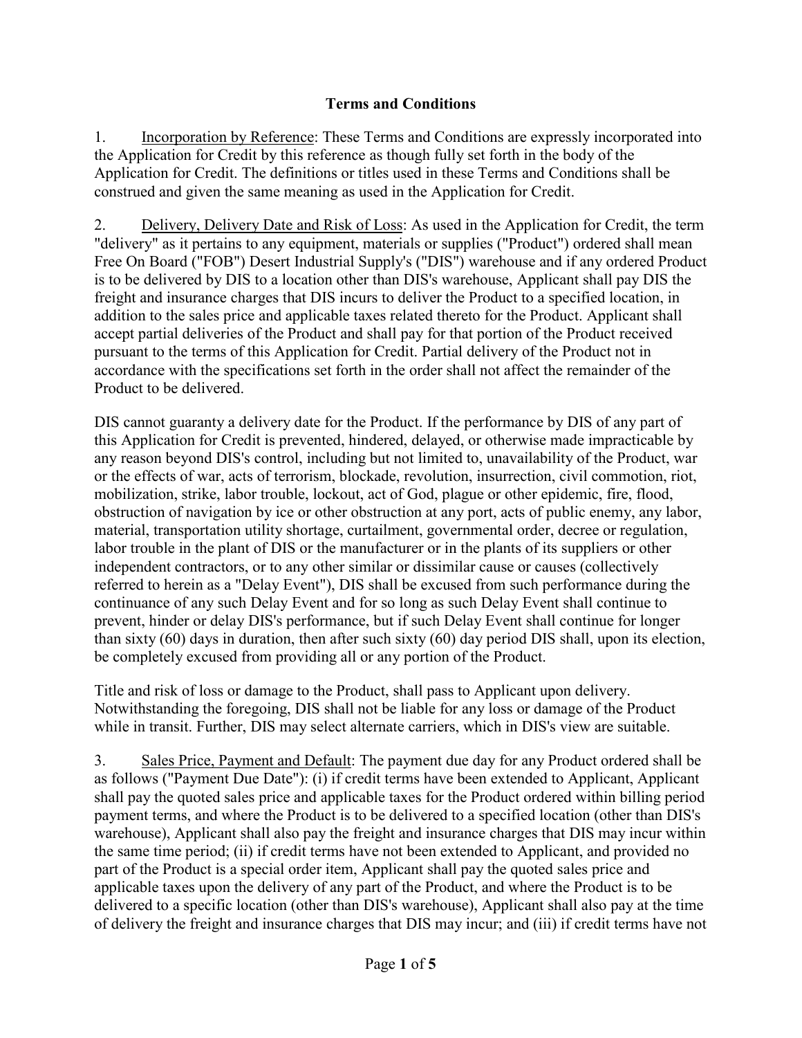# Terms and Conditions

1. Incorporation by Reference: These Terms and Conditions are expressly incorporated into the Application for Credit by this reference as though fully set forth in the body of the Application for Credit. The definitions or titles used in these Terms and Conditions shall be construed and given the same meaning as used in the Application for Credit.

2. Delivery, Delivery Date and Risk of Loss: As used in the Application for Credit, the term "delivery" as it pertains to any equipment, materials or supplies ("Product") ordered shall mean Free On Board ("FOB") Desert Industrial Supply's ("DIS") warehouse and if any ordered Product is to be delivered by DIS to a location other than DIS's warehouse, Applicant shall pay DIS the freight and insurance charges that DIS incurs to deliver the Product to a specified location, in addition to the sales price and applicable taxes related thereto for the Product. Applicant shall accept partial deliveries of the Product and shall pay for that portion of the Product received pursuant to the terms of this Application for Credit. Partial delivery of the Product not in accordance with the specifications set forth in the order shall not affect the remainder of the Product to be delivered.

DIS cannot guaranty a delivery date for the Product. If the performance by DIS of any part of this Application for Credit is prevented, hindered, delayed, or otherwise made impracticable by any reason beyond DIS's control, including but not limited to, unavailability of the Product, war or the effects of war, acts of terrorism, blockade, revolution, insurrection, civil commotion, riot, mobilization, strike, labor trouble, lockout, act of God, plague or other epidemic, fire, flood, obstruction of navigation by ice or other obstruction at any port, acts of public enemy, any labor, material, transportation utility shortage, curtailment, governmental order, decree or regulation, labor trouble in the plant of DIS or the manufacturer or in the plants of its suppliers or other independent contractors, or to any other similar or dissimilar cause or causes (collectively referred to herein as a "Delay Event"), DIS shall be excused from such performance during the continuance of any such Delay Event and for so long as such Delay Event shall continue to prevent, hinder or delay DIS's performance, but if such Delay Event shall continue for longer than sixty (60) days in duration, then after such sixty (60) day period DIS shall, upon its election, be completely excused from providing all or any portion of the Product.

Title and risk of loss or damage to the Product, shall pass to Applicant upon delivery. Notwithstanding the foregoing, DIS shall not be liable for any loss or damage of the Product while in transit. Further, DIS may select alternate carriers, which in DIS's view are suitable.

3. Sales Price, Payment and Default: The payment due day for any Product ordered shall be as follows ("Payment Due Date"): (i) if credit terms have been extended to Applicant, Applicant shall pay the quoted sales price and applicable taxes for the Product ordered within billing period payment terms, and where the Product is to be delivered to a specified location (other than DIS's warehouse), Applicant shall also pay the freight and insurance charges that DIS may incur within the same time period; (ii) if credit terms have not been extended to Applicant, and provided no part of the Product is a special order item, Applicant shall pay the quoted sales price and applicable taxes upon the delivery of any part of the Product, and where the Product is to be delivered to a specific location (other than DIS's warehouse), Applicant shall also pay at the time of delivery the freight and insurance charges that DIS may incur; and (iii) if credit terms have not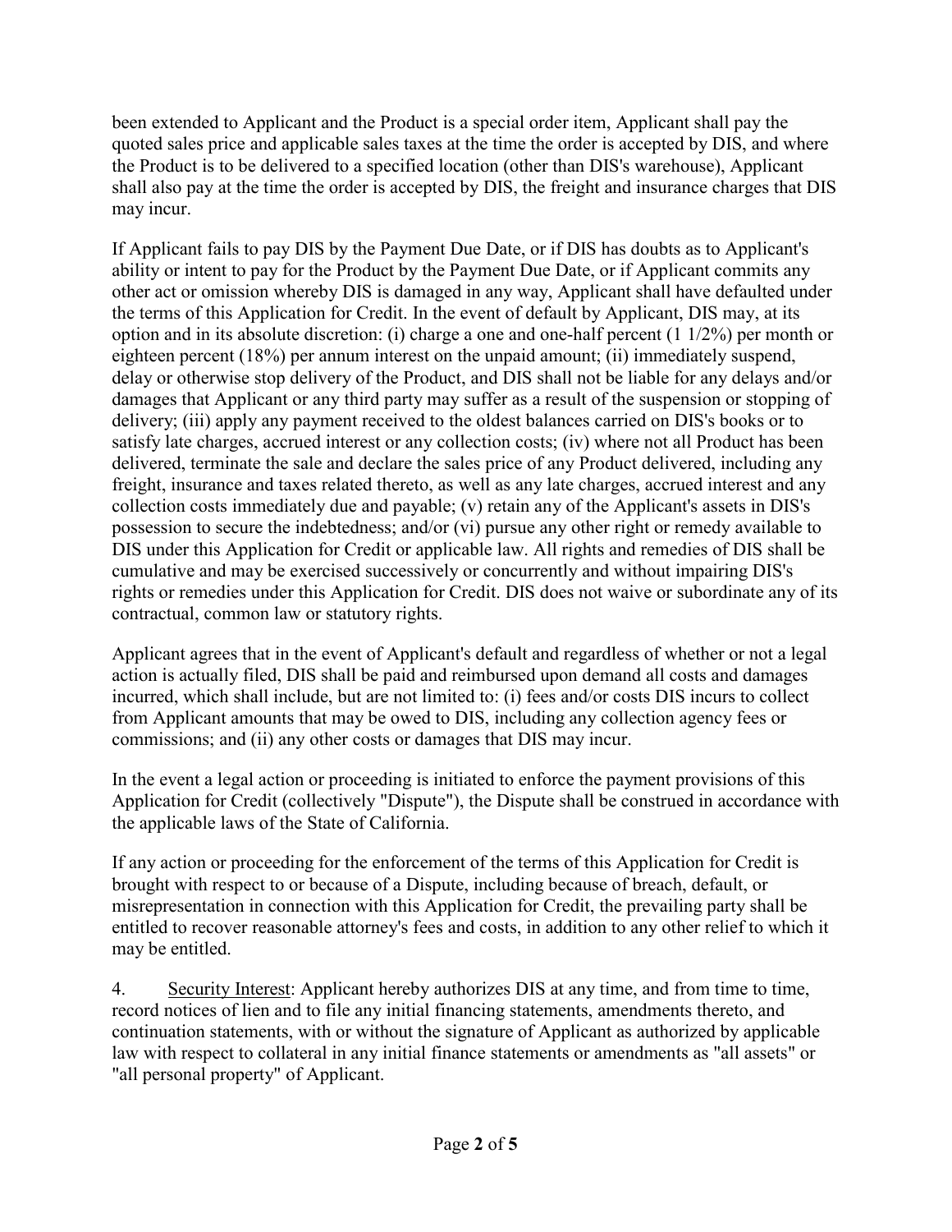been extended to Applicant and the Product is a special order item, Applicant shall pay the quoted sales price and applicable sales taxes at the time the order is accepted by DIS, and where the Product is to be delivered to a specified location (other than DIS's warehouse), Applicant shall also pay at the time the order is accepted by DIS, the freight and insurance charges that DIS may incur.

If Applicant fails to pay DIS by the Payment Due Date, or if DIS has doubts as to Applicant's ability or intent to pay for the Product by the Payment Due Date, or if Applicant commits any other act or omission whereby DIS is damaged in any way, Applicant shall have defaulted under the terms of this Application for Credit. In the event of default by Applicant, DIS may, at its option and in its absolute discretion: (i) charge a one and one-half percent (1 1/2%) per month or eighteen percent (18%) per annum interest on the unpaid amount; (ii) immediately suspend, delay or otherwise stop delivery of the Product, and DIS shall not be liable for any delays and/or damages that Applicant or any third party may suffer as a result of the suspension or stopping of delivery; (iii) apply any payment received to the oldest balances carried on DIS's books or to satisfy late charges, accrued interest or any collection costs; (iv) where not all Product has been delivered, terminate the sale and declare the sales price of any Product delivered, including any freight, insurance and taxes related thereto, as well as any late charges, accrued interest and any collection costs immediately due and payable; (v) retain any of the Applicant's assets in DIS's possession to secure the indebtedness; and/or (vi) pursue any other right or remedy available to DIS under this Application for Credit or applicable law. All rights and remedies of DIS shall be cumulative and may be exercised successively or concurrently and without impairing DIS's rights or remedies under this Application for Credit. DIS does not waive or subordinate any of its contractual, common law or statutory rights.

Applicant agrees that in the event of Applicant's default and regardless of whether or not a legal action is actually filed, DIS shall be paid and reimbursed upon demand all costs and damages incurred, which shall include, but are not limited to: (i) fees and/or costs DIS incurs to collect from Applicant amounts that may be owed to DIS, including any collection agency fees or commissions; and (ii) any other costs or damages that DIS may incur.

In the event a legal action or proceeding is initiated to enforce the payment provisions of this Application for Credit (collectively "Dispute"), the Dispute shall be construed in accordance with the applicable laws of the State of California.

If any action or proceeding for the enforcement of the terms of this Application for Credit is brought with respect to or because of a Dispute, including because of breach, default, or misrepresentation in connection with this Application for Credit, the prevailing party shall be entitled to recover reasonable attorney's fees and costs, in addition to any other relief to which it may be entitled.

4. Security Interest: Applicant hereby authorizes DIS at any time, and from time to time, record notices of lien and to file any initial financing statements, amendments thereto, and continuation statements, with or without the signature of Applicant as authorized by applicable law with respect to collateral in any initial finance statements or amendments as "all assets" or "all personal property" of Applicant.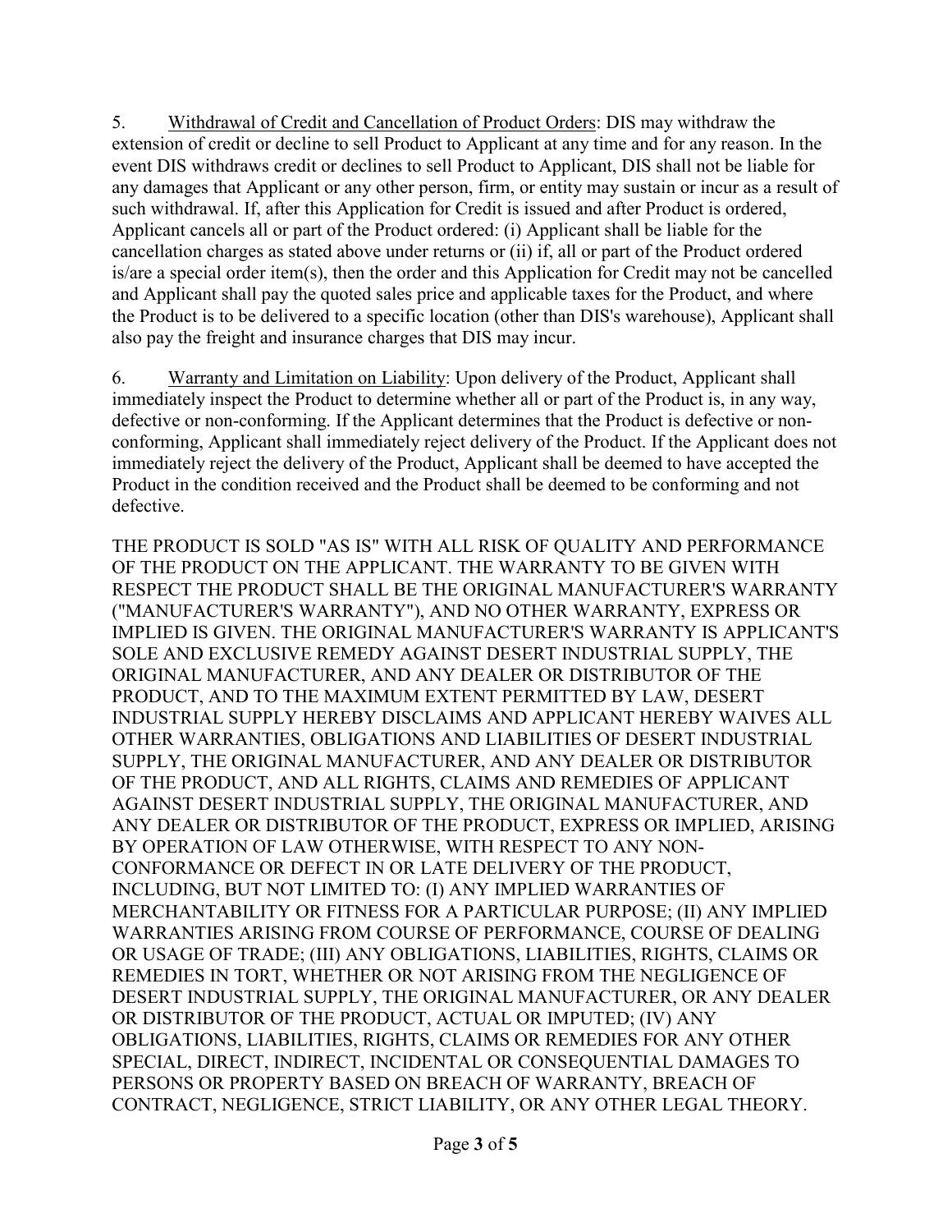5. <u>Withdrawal of Credit and Cancellation of Product Orders</u>: DIS may withdraw the extension of credit or decline to sell Product to Applicant at any time and for any reason. In the event DIS withdraws credit or declines to sell Product to Applicant, DIS shall not be liable for any damages that Applicant or any other person, firm, or entity may sustain or incur as a result of such withdrawal. If, after this Application for Credit is issued and after Product is ordered, Applicant cancels all or part of the Product ordered: (i) Applicant shall be liable for the cancellation charges as stated above under returns or (ii) if, all or part of the Product ordered is/are a special order item(s), then the order and this Application for Credit may not be cancelled and Applicant shall pay the quoted sales price and applicable taxes for the Product, and where the Product is to be delivered to a specific location (other than DIS's warehouse), Applicant shall also pay the freight and insurance charges that DIS may incur.

6. <u>Warranty and Limitation on Liability</u>: Upon delivery of the Product, Applicant shall immediately inspect the Product to determine whether all or part of the Product is, in any way, defective or non-conforming. If the Applicant determines that the Product is defective or non-conforming, Applicant shall immediately reject delivery of the Product. If the Applicant does not immediately reject the delivery of the Product, Applicant shall be deemed to have accepted the Product in the condition received and the Product shall be deemed to be conforming and not defective.

THE PRODUCT IS SOLD "AS IS" WITH ALL RISK OF QUALITY AND PERFORMANCE OF THE PRODUCT ON THE APPLICANT. THE WARRANTY TO BE GIVEN WITH RESPECT THE PRODUCT SHALL BE THE ORIGINAL MANUFACTURER'S WARRANTY ("MANUFACTURER'S WARRANTY"), AND NO OTHER WARRANTY, EXPRESS OR IMPLIED IS GIVEN. THE ORIGINAL MANUFACTURER'S WARRANTY IS APPLICANT'S SOLE AND EXCLUSIVE REMEDY AGAINST DESERT INDUSTRIAL SUPPLY, THE ORIGINAL MANUFACTURER, AND ANY DEALER OR DISTRIBUTOR OF THE PRODUCT, AND TO THE MAXIMUM EXTENT PERMITTED BY LAW, DESERT INDUSTRIAL SUPPLY HEREBY DISCLAIMS AND APPLICANT HEREBY WAIVES ALL OTHER WARRANTIES, OBLIGATIONS AND LIABILITIES OF DESERT INDUSTRIAL SUPPLY, THE ORIGINAL MANUFACTURER, AND ANY DEALER OR DISTRIBUTOR OF THE PRODUCT, AND ALL RIGHTS, CLAIMS AND REMEDIES OF APPLICANT AGAINST DESERT INDUSTRIAL SUPPLY, THE ORIGINAL MANUFACTURER, AND ANY DEALER OR DISTRIBUTOR OF THE PRODUCT, EXPRESS OR IMPLIED, ARISING BY OPERATION OF LAW OTHERWISE, WITH RESPECT TO ANY NON-CONFORMANCE OR DEFECT IN OR LATE DELIVERY OF THE PRODUCT, INCLUDING, BUT NOT LIMITED TO: (I) ANY IMPLIED WARRANTIES OF MERCHANTABILITY OR FITNESS FOR A PARTICULAR PURPOSE; (II) ANY IMPLIED WARRANTIES ARISING FROM COURSE OF PERFORMANCE, COURSE OF DEALING OR USAGE OF TRADE; (III) ANY OBLIGATIONS, LIABILITIES, RIGHTS, CLAIMS OR REMEDIES IN TORT, WHETHER OR NOT ARISING FROM THE NEGLIGENCE OF DESERT INDUSTRIAL SUPPLY, THE ORIGINAL MANUFACTURER, OR ANY DEALER OR DISTRIBUTOR OF THE PRODUCT, ACTUAL OR IMPUTED; (IV) ANY OBLIGATIONS, LIABILITIES, RIGHTS, CLAIMS OR REMEDIES FOR ANY OTHER SPECIAL, DIRECT, INDIRECT, INCIDENTAL OR CONSEQUENTIAL DAMAGES TO PERSONS OR PROPERTY BASED ON BREACH OF WARRANTY, BREACH OF CONTRACT, NEGLIGENCE, STRICT LIABILITY, OR ANY OTHER LEGAL THEORY.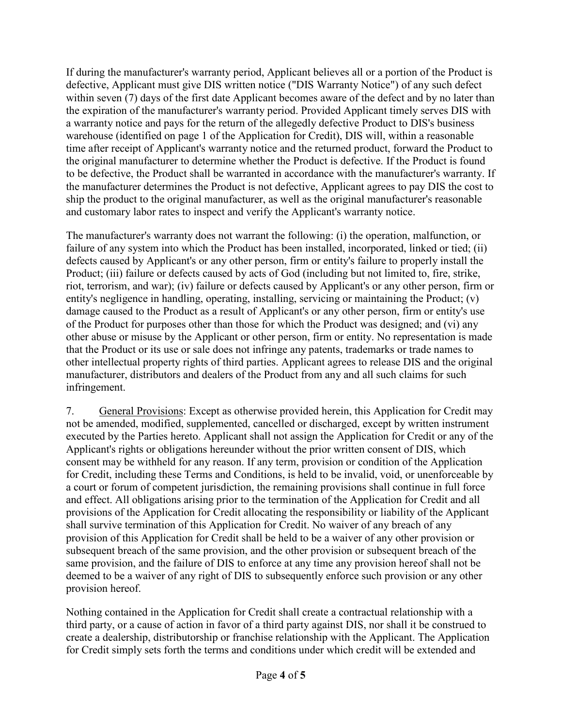If during the manufacturer's warranty period, Applicant believes all or a portion of the Product is defective, Applicant must give DIS written notice ("DIS Warranty Notice") of any such defect within seven (7) days of the first date Applicant becomes aware of the defect and by no later than the expiration of the manufacturer's warranty period. Provided Applicant timely serves DIS with a warranty notice and pays for the return of the allegedly defective Product to DIS's business warehouse (identified on page 1 of the Application for Credit), DIS will, within a reasonable time after receipt of Applicant's warranty notice and the returned product, forward the Product to the original manufacturer to determine whether the Product is defective. If the Product is found to be defective, the Product shall be warranted in accordance with the manufacturer's warranty. If the manufacturer determines the Product is not defective, Applicant agrees to pay DIS the cost to ship the product to the original manufacturer, as well as the original manufacturer's reasonable and customary labor rates to inspect and verify the Applicant's warranty notice.

The manufacturer's warranty does not warrant the following: (i) the operation, malfunction, or failure of any system into which the Product has been installed, incorporated, linked or tied; (ii) defects caused by Applicant's or any other person, firm or entity's failure to properly install the Product; (iii) failure or defects caused by acts of God (including but not limited to, fire, strike, riot, terrorism, and war); (iv) failure or defects caused by Applicant's or any other person, firm or entity's negligence in handling, operating, installing, servicing or maintaining the Product; (v) damage caused to the Product as a result of Applicant's or any other person, firm or entity's use of the Product for purposes other than those for which the Product was designed; and (vi) any other abuse or misuse by the Applicant or other person, firm or entity. No representation is made that the Product or its use or sale does not infringe any patents, trademarks or trade names to other intellectual property rights of third parties. Applicant agrees to release DIS and the original manufacturer, distributors and dealers of the Product from any and all such claims for such infringement.

7. <u>General Provisions</u>: Except as otherwise provided herein, this Application for Credit may not be amended, modified, supplemented, cancelled or discharged, except by written instrument executed by the Parties hereto. Applicant shall not assign the Application for Credit or any of the Applicant's rights or obligations hereunder without the prior written consent of DIS, which consent may be withheld for any reason. If any term, provision or condition of the Application for Credit, including these Terms and Conditions, is held to be invalid, void, or unenforceable by a court or forum of competent jurisdiction, the remaining provisions shall continue in full force and effect. All obligations arising prior to the termination of the Application for Credit and all provisions of the Application for Credit allocating the responsibility or liability of the Applicant shall survive termination of this Application for Credit. No waiver of any breach of any provision of this Application for Credit shall be held to be a waiver of any other provision or subsequent breach of the same provision, and the other provision or subsequent breach of the same provision, and the failure of DIS to enforce at any time any provision hereof shall not be deemed to be a waiver of any right of DIS to subsequently enforce such provision or any other provision hereof.

Nothing contained in the Application for Credit shall create a contractual relationship with a third party, or a cause of action in favor of a third party against DIS, nor shall it be construed to create a dealership, distributorship or franchise relationship with the Applicant. The Application for Credit simply sets forth the terms and conditions under which credit will be extended and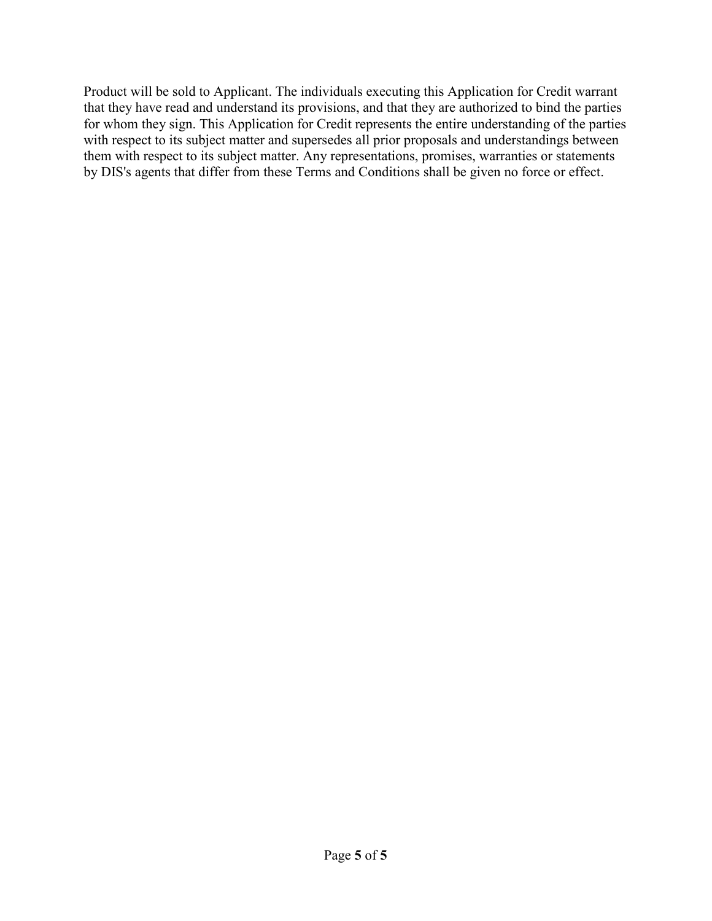Product will be sold to Applicant. The individuals executing this Application for Credit warrant that they have read and understand its provisions, and that they are authorized to bind the parties for whom they sign. This Application for Credit represents the entire understanding of the parties with respect to its subject matter and supersedes all prior proposals and understandings between them with respect to its subject matter. Any representations, promises, warranties or statements by DIS's agents that differ from these Terms and Conditions shall be given no force or effect.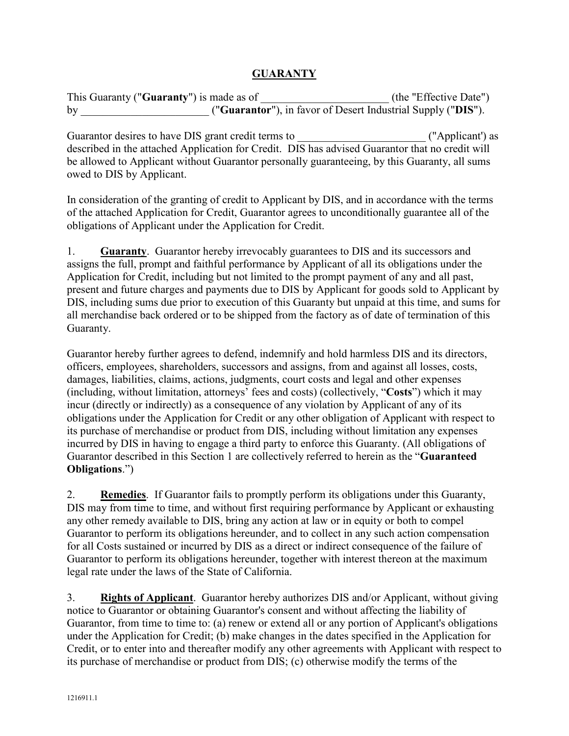# GUARANTY

This Guaranty ("**Guaranty**") is made as of _______________________ (the "Effective Date") by _______________________ ("**Guarantor**"), in favor of Desert Industrial Supply ("**DIS**").

Guarantor desires to have DIS grant credit terms to _______________________ ("Applicant') as described in the attached Application for Credit. DIS has advised Guarantor that no credit will be allowed to Applicant without Guarantor personally guaranteeing, by this Guaranty, all sums owed to DIS by Applicant.

In consideration of the granting of credit to Applicant by DIS, and in accordance with the terms of the attached Application for Credit, Guarantor agrees to unconditionally guarantee all of the obligations of Applicant under the Application for Credit.

1. **Guaranty**. Guarantor hereby irrevocably guarantees to DIS and its successors and assigns the full, prompt and faithful performance by Applicant of all its obligations under the Application for Credit, including but not limited to the prompt payment of any and all past, present and future charges and payments due to DIS by Applicant for goods sold to Applicant by DIS, including sums due prior to execution of this Guaranty but unpaid at this time, and sums for all merchandise back ordered or to be shipped from the factory as of date of termination of this Guaranty.

Guarantor hereby further agrees to defend, indemnify and hold harmless DIS and its directors, officers, employees, shareholders, successors and assigns, from and against all losses, costs, damages, liabilities, claims, actions, judgments, court costs and legal and other expenses (including, without limitation, attorneys' fees and costs) (collectively, "**Costs**") which it may incur (directly or indirectly) as a consequence of any violation by Applicant of any of its obligations under the Application for Credit or any other obligation of Applicant with respect to its purchase of merchandise or product from DIS, including without limitation any expenses incurred by DIS in having to engage a third party to enforce this Guaranty. (All obligations of Guarantor described in this Section 1 are collectively referred to herein as the "**Guaranteed Obligations**.")

2. **Remedies**. If Guarantor fails to promptly perform its obligations under this Guaranty, DIS may from time to time, and without first requiring performance by Applicant or exhausting any other remedy available to DIS, bring any action at law or in equity or both to compel Guarantor to perform its obligations hereunder, and to collect in any such action compensation for all Costs sustained or incurred by DIS as a direct or indirect consequence of the failure of Guarantor to perform its obligations hereunder, together with interest thereon at the maximum legal rate under the laws of the State of California.

3. **Rights of Applicant**. Guarantor hereby authorizes DIS and/or Applicant, without giving notice to Guarantor or obtaining Guarantor's consent and without affecting the liability of Guarantor, from time to time to: (a) renew or extend all or any portion of Applicant's obligations under the Application for Credit; (b) make changes in the dates specified in the Application for Credit, or to enter into and thereafter modify any other agreements with Applicant with respect to its purchase of merchandise or product from DIS; (c) otherwise modify the terms of the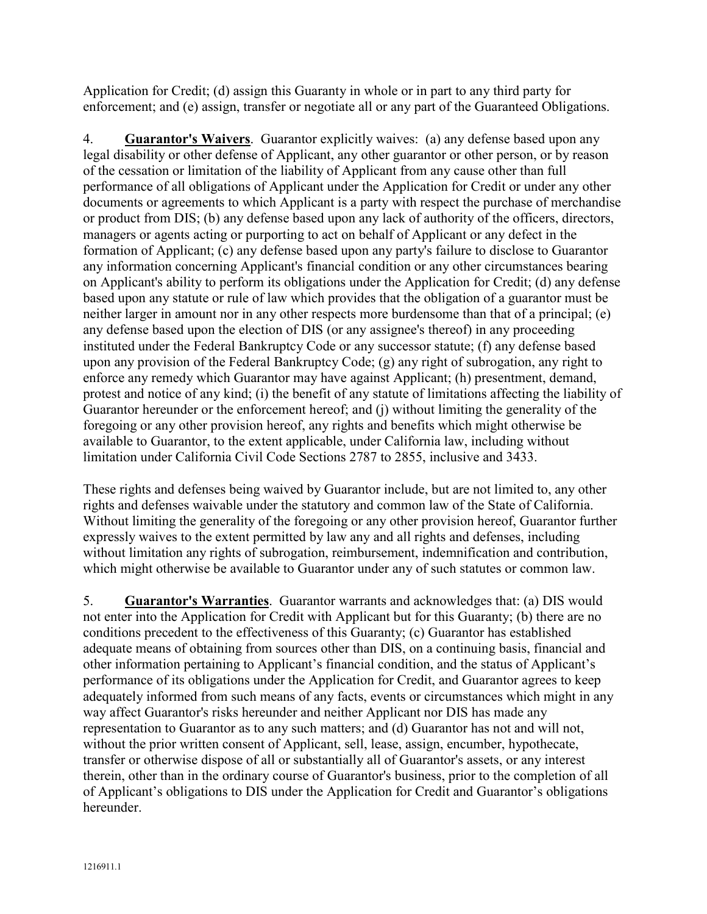Application for Credit; (d) assign this Guaranty in whole or in part to any third party for enforcement; and (e) assign, transfer or negotiate all or any part of the Guaranteed Obligations.

4. **Guarantor's Waivers**. Guarantor explicitly waives: (a) any defense based upon any legal disability or other defense of Applicant, any other guarantor or other person, or by reason of the cessation or limitation of the liability of Applicant from any cause other than full performance of all obligations of Applicant under the Application for Credit or under any other documents or agreements to which Applicant is a party with respect the purchase of merchandise or product from DIS; (b) any defense based upon any lack of authority of the officers, directors, managers or agents acting or purporting to act on behalf of Applicant or any defect in the formation of Applicant; (c) any defense based upon any party's failure to disclose to Guarantor any information concerning Applicant's financial condition or any other circumstances bearing on Applicant's ability to perform its obligations under the Application for Credit; (d) any defense based upon any statute or rule of law which provides that the obligation of a guarantor must be neither larger in amount nor in any other respects more burdensome than that of a principal; (e) any defense based upon the election of DIS (or any assignee's thereof) in any proceeding instituted under the Federal Bankruptcy Code or any successor statute; (f) any defense based upon any provision of the Federal Bankruptcy Code; (g) any right of subrogation, any right to enforce any remedy which Guarantor may have against Applicant; (h) presentment, demand, protest and notice of any kind; (i) the benefit of any statute of limitations affecting the liability of Guarantor hereunder or the enforcement hereof; and (j) without limiting the generality of the foregoing or any other provision hereof, any rights and benefits which might otherwise be available to Guarantor, to the extent applicable, under California law, including without limitation under California Civil Code Sections 2787 to 2855, inclusive and 3433.

These rights and defenses being waived by Guarantor include, but are not limited to, any other rights and defenses waivable under the statutory and common law of the State of California. Without limiting the generality of the foregoing or any other provision hereof, Guarantor further expressly waives to the extent permitted by law any and all rights and defenses, including without limitation any rights of subrogation, reimbursement, indemnification and contribution, which might otherwise be available to Guarantor under any of such statutes or common law.

5. **Guarantor's Warranties**. Guarantor warrants and acknowledges that: (a) DIS would not enter into the Application for Credit with Applicant but for this Guaranty; (b) there are no conditions precedent to the effectiveness of this Guaranty; (c) Guarantor has established adequate means of obtaining from sources other than DIS, on a continuing basis, financial and other information pertaining to Applicant's financial condition, and the status of Applicant's performance of its obligations under the Application for Credit, and Guarantor agrees to keep adequately informed from such means of any facts, events or circumstances which might in any way affect Guarantor's risks hereunder and neither Applicant nor DIS has made any representation to Guarantor as to any such matters; and (d) Guarantor has not and will not, without the prior written consent of Applicant, sell, lease, assign, encumber, hypothecate, transfer or otherwise dispose of all or substantially all of Guarantor's assets, or any interest therein, other than in the ordinary course of Guarantor's business, prior to the completion of all of Applicant's obligations to DIS under the Application for Credit and Guarantor's obligations hereunder.

1216911.1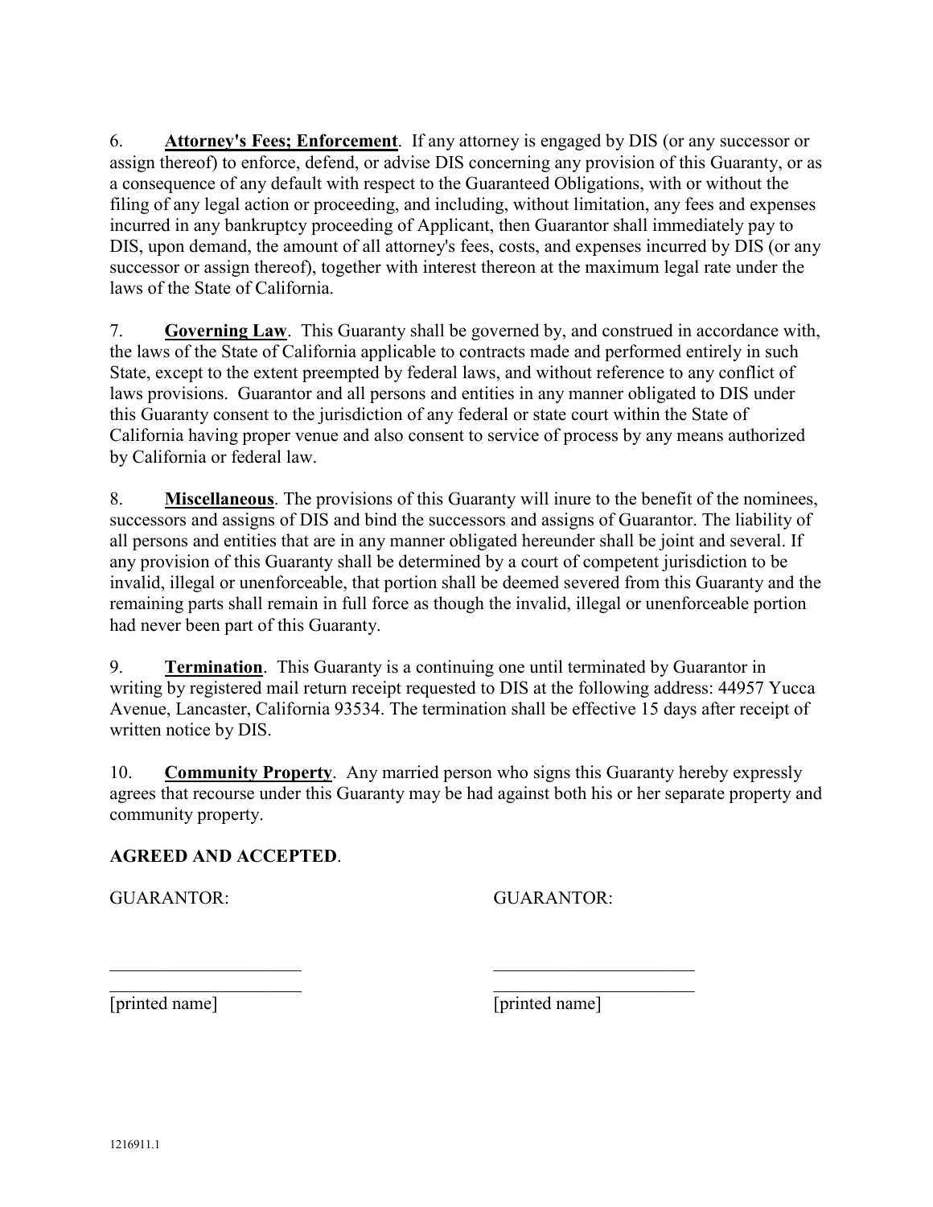6. **Attorney's Fees; Enforcement**. If any attorney is engaged by DIS (or any successor or assign thereof) to enforce, defend, or advise DIS concerning any provision of this Guaranty, or as a consequence of any default with respect to the Guaranteed Obligations, with or without the filing of any legal action or proceeding, and including, without limitation, any fees and expenses incurred in any bankruptcy proceeding of Applicant, then Guarantor shall immediately pay to DIS, upon demand, the amount of all attorney's fees, costs, and expenses incurred by DIS (or any successor or assign thereof), together with interest thereon at the maximum legal rate under the laws of the State of California.

7. **Governing Law**. This Guaranty shall be governed by, and construed in accordance with, the laws of the State of California applicable to contracts made and performed entirely in such State, except to the extent preempted by federal laws, and without reference to any conflict of laws provisions. Guarantor and all persons and entities in any manner obligated to DIS under this Guaranty consent to the jurisdiction of any federal or state court within the State of California having proper venue and also consent to service of process by any means authorized by California or federal law.

8. **Miscellaneous**. The provisions of this Guaranty will inure to the benefit of the nominees, successors and assigns of DIS and bind the successors and assigns of Guarantor. The liability of all persons and entities that are in any manner obligated hereunder shall be joint and several. If any provision of this Guaranty shall be determined by a court of competent jurisdiction to be invalid, illegal or unenforceable, that portion shall be deemed severed from this Guaranty and the remaining parts shall remain in full force as though the invalid, illegal or unenforceable portion had never been part of this Guaranty.

9. **Termination**. This Guaranty is a continuing one until terminated by Guarantor in writing by registered mail return receipt requested to DIS at the following address: 44957 Yucca Avenue, Lancaster, California 93534. The termination shall be effective 15 days after receipt of written notice by DIS.

10. **Community Property**. Any married person who signs this Guaranty hereby expressly agrees that recourse under this Guaranty may be had against both his or her separate property and community property.

**AGREED AND ACCEPTED**.

GUARANTOR:

______________________

______________________

[printed name]

GUARANTOR:

______________________

______________________

[printed name]

1216911.1